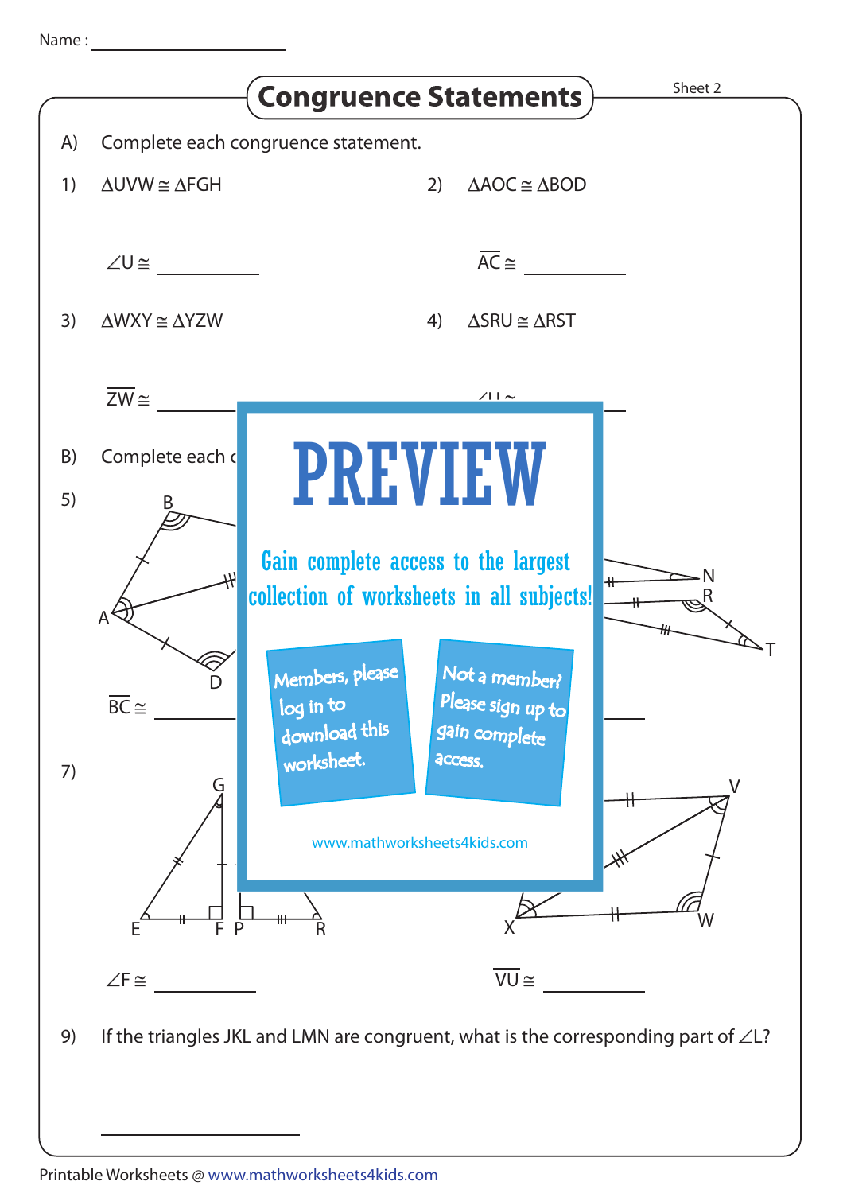Name : ____________________

# Congruence Statements

Sheet 2

A) Complete each congruence statement.

1) $\Delta UVW \cong \Delta FGH$

$\angle U \cong$ ____________

2) $\Delta AOC \cong \Delta BOD$

$\overline{AC} \cong$ ____________

3) $\Delta WXY \cong \Delta YZW$

$\overline{ZW} \cong$ ____________

4) $\Delta SRU \cong \Delta RST$

$\angle U \cong$ ____________

B) Complete each c

5) B A D

$\overline{BC} \cong$ ____________

N R T

____________

7) G E F P R

$\angle F \cong$ ____________

V X W

$\overline{VU} \cong$ ____________

PREVIEW

Gain complete access to the largest collection of worksheets in all subjects!

Members, please log in to download this worksheet.

Not a member? Please sign up to gain complete access.

www.mathworksheets4kids.com

9) If the triangles JKL and LMN are congruent, what is the corresponding part of $\angle L$?

____________

Printable Worksheets @ www.mathworksheets4kids.com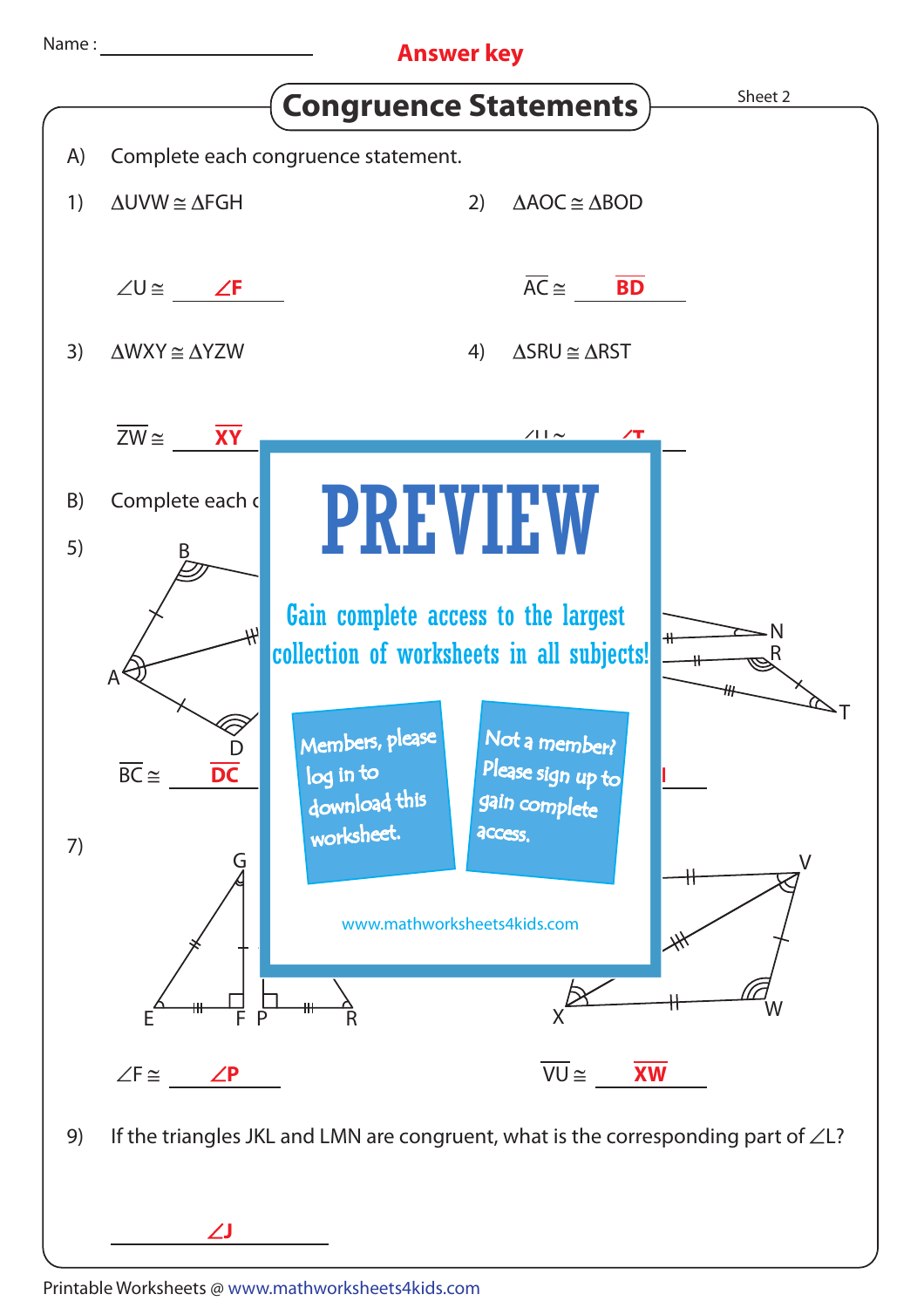Name : ____________________

**Answer key**

# Congruence Statements

Sheet 2

A) Complete each congruence statement.

1) $\Delta UVW \cong \Delta FGH$

$\angle U \cong$ **$\angle F$**

2) $\Delta AOC \cong \Delta BOD$

$\overline{AC} \cong$ **$\overline{BD}$**

3) $\Delta WXY \cong \Delta YZW$

$\overline{ZW} \cong$ **$\overline{XY}$**

4) $\Delta SRU \cong \Delta RST$

$\angle U \cong$ **$\angle T$**

B) Complete each c

5)

B

A

D

$\overline{BC} \cong$ **$\overline{DC}$**

N

R

T

7)

G

E F P R

$\angle F \cong$ **$\angle P$**

V

X W

$\overline{VU} \cong$ **$\overline{XW}$**

PREVIEW

Gain complete access to the largest collection of worksheets in all subjects!

Members, please log in to download this worksheet.

Not a member? Please sign up to gain complete access.

www.mathworksheets4kids.com

9) If the triangles JKL and LMN are congruent, what is the corresponding part of $\angle L$?

**$\angle J$**

Printable Worksheets @ www.mathworksheets4kids.com